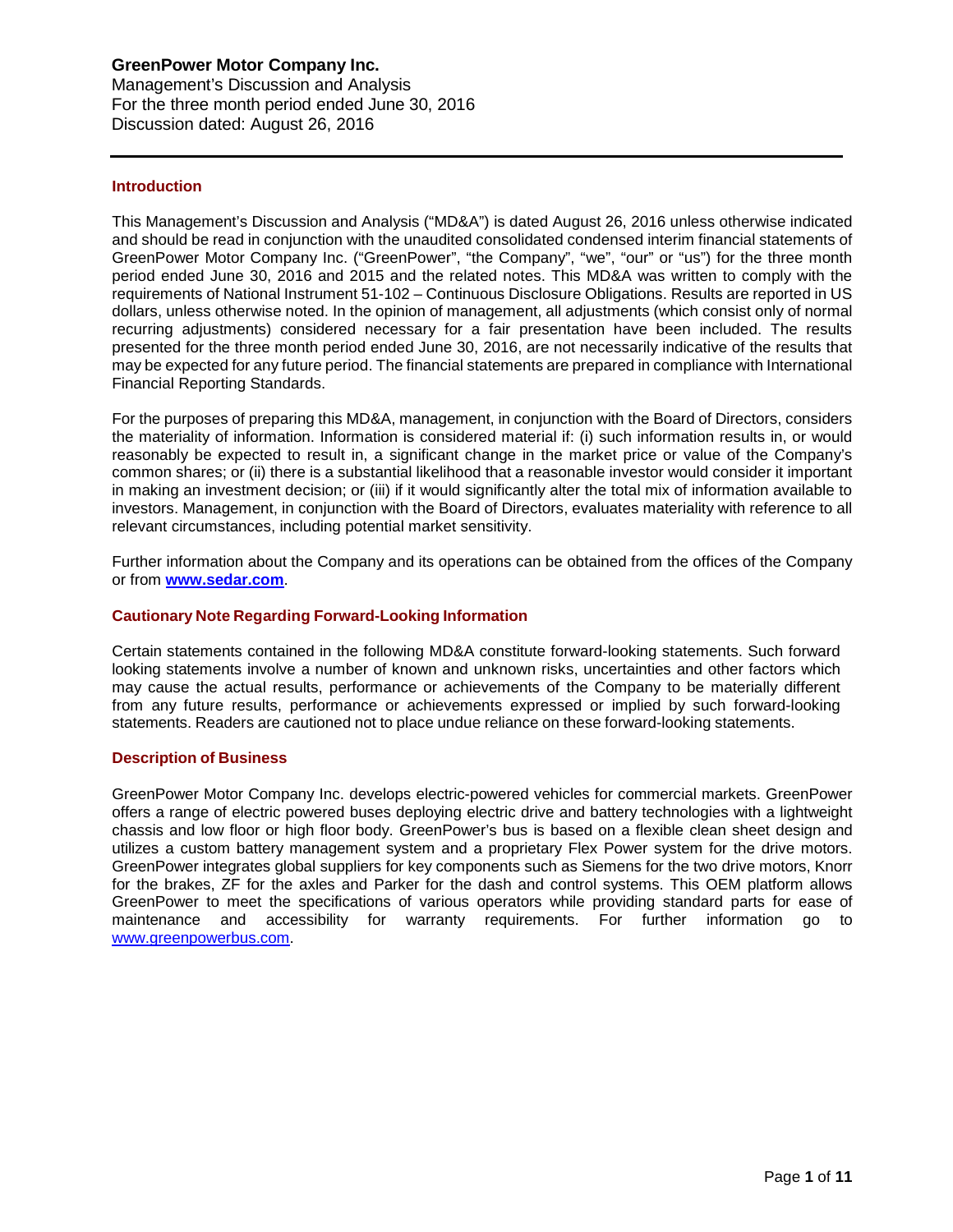# GreenPower Motor Company Inc.

Management's Discussion and Analysis
For the three month period ended June 30, 2016
Discussion dated: August 26, 2016

---

## Introduction

This Management's Discussion and Analysis ("MD&A") is dated August 26, 2016 unless otherwise indicated and should be read in conjunction with the unaudited consolidated condensed interim financial statements of GreenPower Motor Company Inc. ("GreenPower", "the Company", "we", "our" or "us") for the three month period ended June 30, 2016 and 2015 and the related notes. This MD&A was written to comply with the requirements of National Instrument 51-102 – Continuous Disclosure Obligations. Results are reported in US dollars, unless otherwise noted. In the opinion of management, all adjustments (which consist only of normal recurring adjustments) considered necessary for a fair presentation have been included. The results presented for the three month period ended June 30, 2016, are not necessarily indicative of the results that may be expected for any future period. The financial statements are prepared in compliance with International Financial Reporting Standards.

For the purposes of preparing this MD&A, management, in conjunction with the Board of Directors, considers the materiality of information. Information is considered material if: (i) such information results in, or would reasonably be expected to result in, a significant change in the market price or value of the Company's common shares; or (ii) there is a substantial likelihood that a reasonable investor would consider it important in making an investment decision; or (iii) if it would significantly alter the total mix of information available to investors. Management, in conjunction with the Board of Directors, evaluates materiality with reference to all relevant circumstances, including potential market sensitivity.

Further information about the Company and its operations can be obtained from the offices of the Company or from **www.sedar.com**.

## Cautionary Note Regarding Forward-Looking Information

Certain statements contained in the following MD&A constitute forward-looking statements. Such forward looking statements involve a number of known and unknown risks, uncertainties and other factors which may cause the actual results, performance or achievements of the Company to be materially different from any future results, performance or achievements expressed or implied by such forward-looking statements. Readers are cautioned not to place undue reliance on these forward-looking statements.

## Description of Business

GreenPower Motor Company Inc. develops electric-powered vehicles for commercial markets. GreenPower offers a range of electric powered buses deploying electric drive and battery technologies with a lightweight chassis and low floor or high floor body. GreenPower's bus is based on a flexible clean sheet design and utilizes a custom battery management system and a proprietary Flex Power system for the drive motors. GreenPower integrates global suppliers for key components such as Siemens for the two drive motors, Knorr for the brakes, ZF for the axles and Parker for the dash and control systems. This OEM platform allows GreenPower to meet the specifications of various operators while providing standard parts for ease of maintenance and accessibility for warranty requirements. For further information go to www.greenpowerbus.com.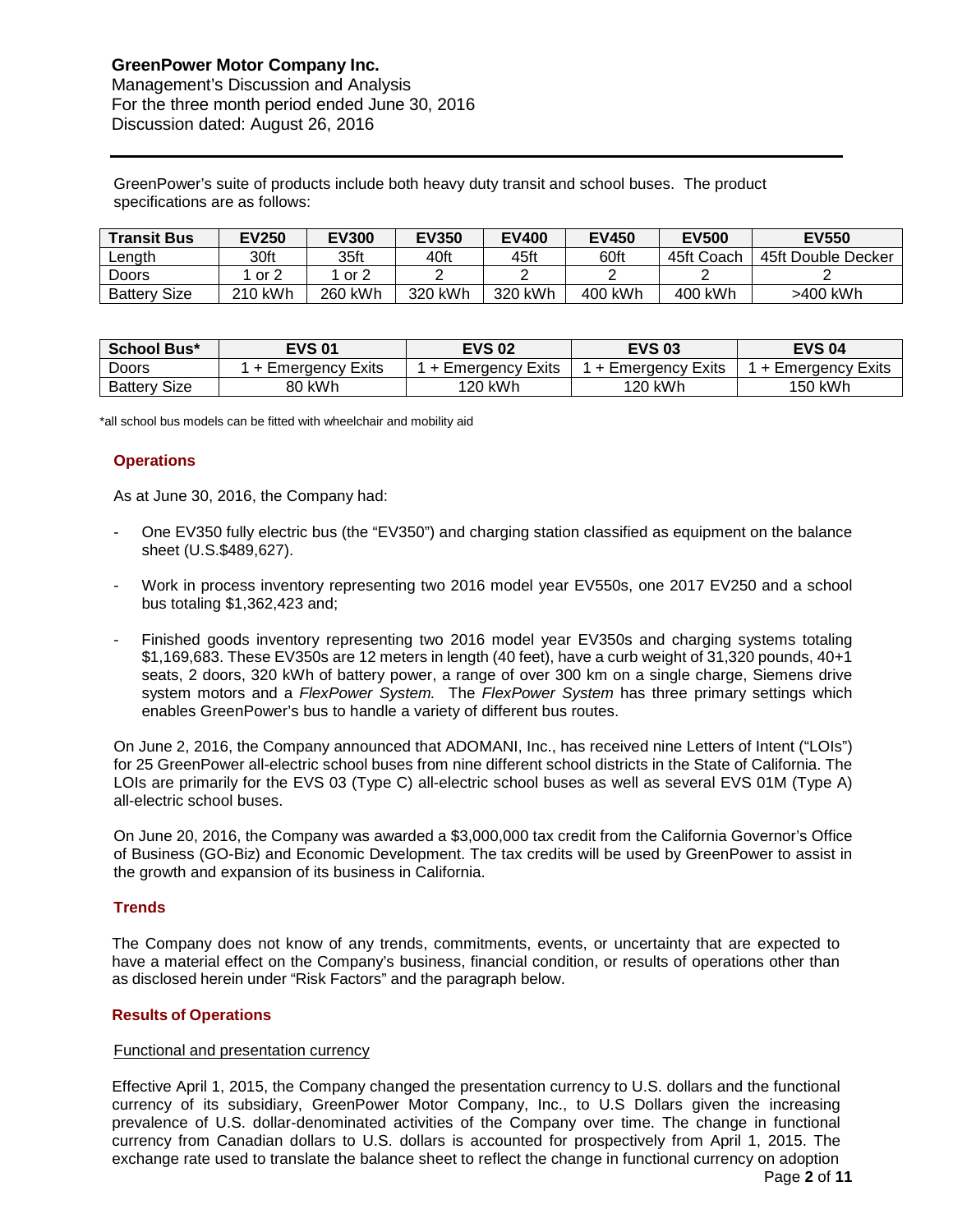GreenPower's suite of products include both heavy duty transit and school buses. The product specifications are as follows:

| Transit Bus | EV250 | EV300 | EV350 | EV400 | EV450 | EV500 | EV550 |
|---|---|---|---|---|---|---|---|
| Length | 30ft | 35ft | 40ft | 45ft | 60ft | 45ft Coach | 45ft Double Decker |
| Doors | 1 or 2 | 1 or 2 | 2 | 2 | 2 | 2 | 2 |
| Battery Size | 210 kWh | 260 kWh | 320 kWh | 320 kWh | 400 kWh | 400 kWh | >400 kWh |

| School Bus* | EVS 01 | EVS 02 | EVS 03 | EVS 04 |
|---|---|---|---|---|
| Doors | 1 + Emergency Exits | 1 + Emergency Exits | 1 + Emergency Exits | 1 + Emergency Exits |
| Battery Size | 80 kWh | 120 kWh | 120 kWh | 150 kWh |

*all school bus models can be fitted with wheelchair and mobility aid

## Operations

As at June 30, 2016, the Company had:

- One EV350 fully electric bus (the "EV350") and charging station classified as equipment on the balance sheet (U.S.$489,627).
- Work in process inventory representing two 2016 model year EV550s, one 2017 EV250 and a school bus totaling $1,362,423 and;
- Finished goods inventory representing two 2016 model year EV350s and charging systems totaling $1,169,683. These EV350s are 12 meters in length (40 feet), have a curb weight of 31,320 pounds, 40+1 seats, 2 doors, 320 kWh of battery power, a range of over 300 km on a single charge, Siemens drive system motors and a *FlexPower System.* The *FlexPower System* has three primary settings which enables GreenPower's bus to handle a variety of different bus routes.

On June 2, 2016, the Company announced that ADOMANI, Inc., has received nine Letters of Intent ("LOIs") for 25 GreenPower all-electric school buses from nine different school districts in the State of California. The LOIs are primarily for the EVS 03 (Type C) all-electric school buses as well as several EVS 01M (Type A) all-electric school buses.

On June 20, 2016, the Company was awarded a $3,000,000 tax credit from the California Governor's Office of Business (GO-Biz) and Economic Development. The tax credits will be used by GreenPower to assist in the growth and expansion of its business in California.

## Trends

The Company does not know of any trends, commitments, events, or uncertainty that are expected to have a material effect on the Company's business, financial condition, or results of operations other than as disclosed herein under "Risk Factors" and the paragraph below.

## Results of Operations

### Functional and presentation currency

Effective April 1, 2015, the Company changed the presentation currency to U.S. dollars and the functional currency of its subsidiary, GreenPower Motor Company, Inc., to U.S Dollars given the increasing prevalence of U.S. dollar-denominated activities of the Company over time. The change in functional currency from Canadian dollars to U.S. dollars is accounted for prospectively from April 1, 2015. The exchange rate used to translate the balance sheet to reflect the change in functional currency on adoption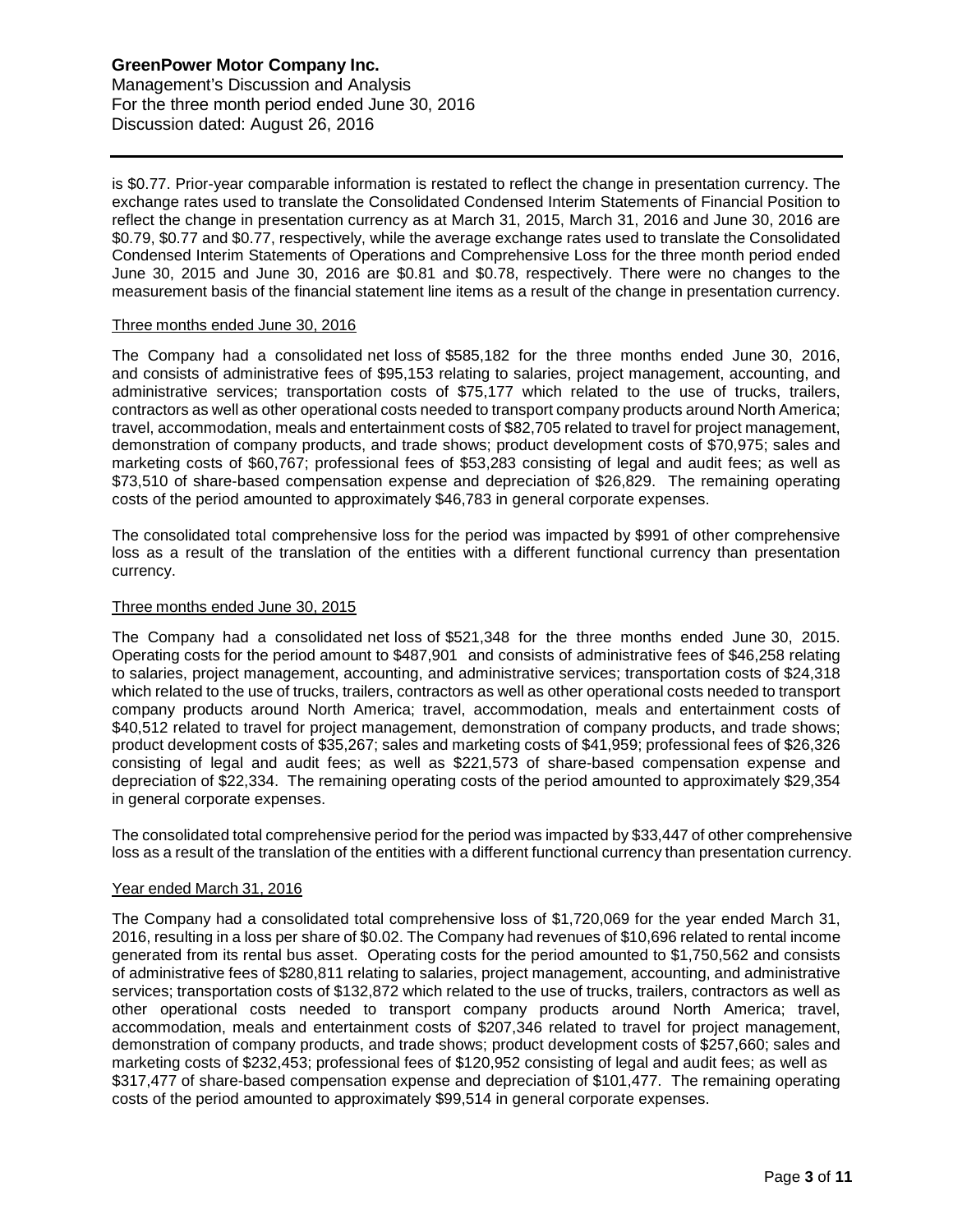is $0.77. Prior-year comparable information is restated to reflect the change in presentation currency. The exchange rates used to translate the Consolidated Condensed Interim Statements of Financial Position to reflect the change in presentation currency as at March 31, 2015, March 31, 2016 and June 30, 2016 are $0.79, $0.77 and $0.77, respectively, while the average exchange rates used to translate the Consolidated Condensed Interim Statements of Operations and Comprehensive Loss for the three month period ended June 30, 2015 and June 30, 2016 are $0.81 and $0.78, respectively. There were no changes to the measurement basis of the financial statement line items as a result of the change in presentation currency.

### Three months ended June 30, 2016

The Company had a consolidated net loss of $585,182 for the three months ended June 30, 2016, and consists of administrative fees of $95,153 relating to salaries, project management, accounting, and administrative services; transportation costs of $75,177 which related to the use of trucks, trailers, contractors as well as other operational costs needed to transport company products around North America; travel, accommodation, meals and entertainment costs of $82,705 related to travel for project management, demonstration of company products, and trade shows; product development costs of $70,975; sales and marketing costs of $60,767; professional fees of $53,283 consisting of legal and audit fees; as well as $73,510 of share-based compensation expense and depreciation of $26,829. The remaining operating costs of the period amounted to approximately $46,783 in general corporate expenses.

The consolidated total comprehensive loss for the period was impacted by $991 of other comprehensive loss as a result of the translation of the entities with a different functional currency than presentation currency.

### Three months ended June 30, 2015

The Company had a consolidated net loss of $521,348 for the three months ended June 30, 2015. Operating costs for the period amount to $487,901 and consists of administrative fees of $46,258 relating to salaries, project management, accounting, and administrative services; transportation costs of $24,318 which related to the use of trucks, trailers, contractors as well as other operational costs needed to transport company products around North America; travel, accommodation, meals and entertainment costs of $40,512 related to travel for project management, demonstration of company products, and trade shows; product development costs of $35,267; sales and marketing costs of $41,959; professional fees of $26,326 consisting of legal and audit fees; as well as $221,573 of share-based compensation expense and depreciation of $22,334. The remaining operating costs of the period amounted to approximately $29,354 in general corporate expenses.

The consolidated total comprehensive period for the period was impacted by $33,447 of other comprehensive loss as a result of the translation of the entities with a different functional currency than presentation currency.

### Year ended March 31, 2016

The Company had a consolidated total comprehensive loss of $1,720,069 for the year ended March 31, 2016, resulting in a loss per share of $0.02. The Company had revenues of $10,696 related to rental income generated from its rental bus asset. Operating costs for the period amounted to $1,750,562 and consists of administrative fees of $280,811 relating to salaries, project management, accounting, and administrative services; transportation costs of $132,872 which related to the use of trucks, trailers, contractors as well as other operational costs needed to transport company products around North America; travel, accommodation, meals and entertainment costs of $207,346 related to travel for project management, demonstration of company products, and trade shows; product development costs of $257,660; sales and marketing costs of $232,453; professional fees of $120,952 consisting of legal and audit fees; as well as $317,477 of share-based compensation expense and depreciation of $101,477. The remaining operating costs of the period amounted to approximately $99,514 in general corporate expenses.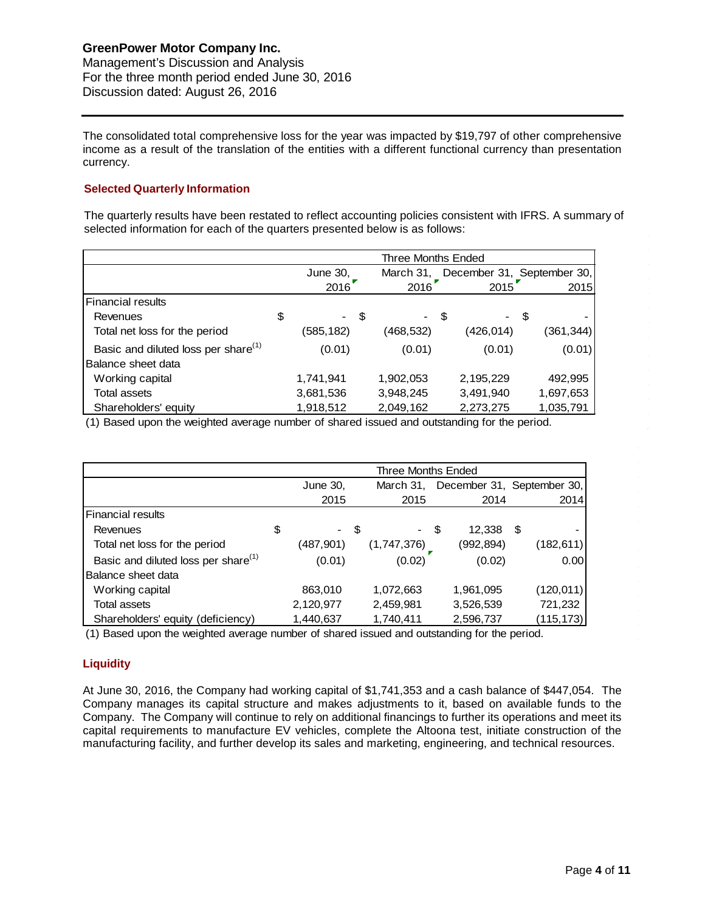The consolidated total comprehensive loss for the year was impacted by $19,797 of other comprehensive income as a result of the translation of the entities with a different functional currency than presentation currency.

### Selected Quarterly Information

The quarterly results have been restated to reflect accounting policies consistent with IFRS. A summary of selected information for each of the quarters presented below is as follows:

| | Three Months Ended | | | |
|---|---|---|---|---|
| | June 30, 2016 | March 31, 2016 | December 31, 2015 | September 30, 2015 |
| Financial results | | | | |
| Revenues | $ - | $ - | $ - | $ - |
| Total net loss for the period | (585,182) | (468,532) | (426,014) | (361,344) |
| Basic and diluted loss per share[(1)] | (0.01) | (0.01) | (0.01) | (0.01) |
| Balance sheet data | | | | |
| Working capital | 1,741,941 | 1,902,053 | 2,195,229 | 492,995 |
| Total assets | 3,681,536 | 3,948,245 | 3,491,940 | 1,697,653 |
| Shareholders' equity | 1,918,512 | 2,049,162 | 2,273,275 | 1,035,791 |

(1) Based upon the weighted average number of shared issued and outstanding for the period.

| | Three Months Ended | | | |
|---|---|---|---|---|
| | June 30, 2015 | March 31, 2015 | December 31, 2014 | September 30, 2014 |
| Financial results | | | | |
| Revenues | $ - | $ - | $ 12,338 | $ - |
| Total net loss for the period | (487,901) | (1,747,376) | (992,894) | (182,611) |
| Basic and diluted loss per share[(1)] | (0.01) | (0.02) | (0.02) | 0.00 |
| Balance sheet data | | | | |
| Working capital | 863,010 | 1,072,663 | 1,961,095 | (120,011) |
| Total assets | 2,120,977 | 2,459,981 | 3,526,539 | 721,232 |
| Shareholders' equity (deficiency) | 1,440,637 | 1,740,411 | 2,596,737 | (115,173) |

(1) Based upon the weighted average number of shared issued and outstanding for the period.

### Liquidity

At June 30, 2016, the Company had working capital of $1,741,353 and a cash balance of $447,054. The Company manages its capital structure and makes adjustments to it, based on available funds to the Company. The Company will continue to rely on additional financings to further its operations and meet its capital requirements to manufacture EV vehicles, complete the Altoona test, initiate construction of the manufacturing facility, and further develop its sales and marketing, engineering, and technical resources.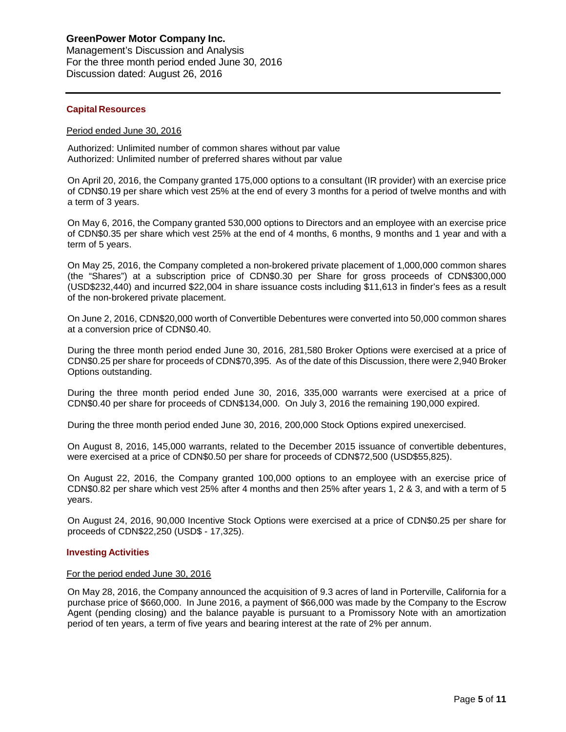## Capital Resources

Period ended June 30, 2016

Authorized: Unlimited number of common shares without par value
Authorized: Unlimited number of preferred shares without par value

On April 20, 2016, the Company granted 175,000 options to a consultant (IR provider) with an exercise price of CDN$0.19 per share which vest 25% at the end of every 3 months for a period of twelve months and with a term of 3 years.

On May 6, 2016, the Company granted 530,000 options to Directors and an employee with an exercise price of CDN$0.35 per share which vest 25% at the end of 4 months, 6 months, 9 months and 1 year and with a term of 5 years.

On May 25, 2016, the Company completed a non-brokered private placement of 1,000,000 common shares (the "Shares") at a subscription price of CDN$0.30 per Share for gross proceeds of CDN$300,000 (USD$232,440) and incurred $22,004 in share issuance costs including $11,613 in finder's fees as a result of the non-brokered private placement.

On June 2, 2016, CDN$20,000 worth of Convertible Debentures were converted into 50,000 common shares at a conversion price of CDN$0.40.

During the three month period ended June 30, 2016, 281,580 Broker Options were exercised at a price of CDN$0.25 per share for proceeds of CDN$70,395. As of the date of this Discussion, there were 2,940 Broker Options outstanding.

During the three month period ended June 30, 2016, 335,000 warrants were exercised at a price of CDN$0.40 per share for proceeds of CDN$134,000. On July 3, 2016 the remaining 190,000 expired.

During the three month period ended June 30, 2016, 200,000 Stock Options expired unexercised.

On August 8, 2016, 145,000 warrants, related to the December 2015 issuance of convertible debentures, were exercised at a price of CDN$0.50 per share for proceeds of CDN$72,500 (USD$55,825).

On August 22, 2016, the Company granted 100,000 options to an employee with an exercise price of CDN$0.82 per share which vest 25% after 4 months and then 25% after years 1, 2 & 3, and with a term of 5 years.

On August 24, 2016, 90,000 Incentive Stock Options were exercised at a price of CDN$0.25 per share for proceeds of CDN$22,250 (USD$ - 17,325).

## Investing Activities

For the period ended June 30, 2016

On May 28, 2016, the Company announced the acquisition of 9.3 acres of land in Porterville, California for a purchase price of $660,000. In June 2016, a payment of $66,000 was made by the Company to the Escrow Agent (pending closing) and the balance payable is pursuant to a Promissory Note with an amortization period of ten years, a term of five years and bearing interest at the rate of 2% per annum.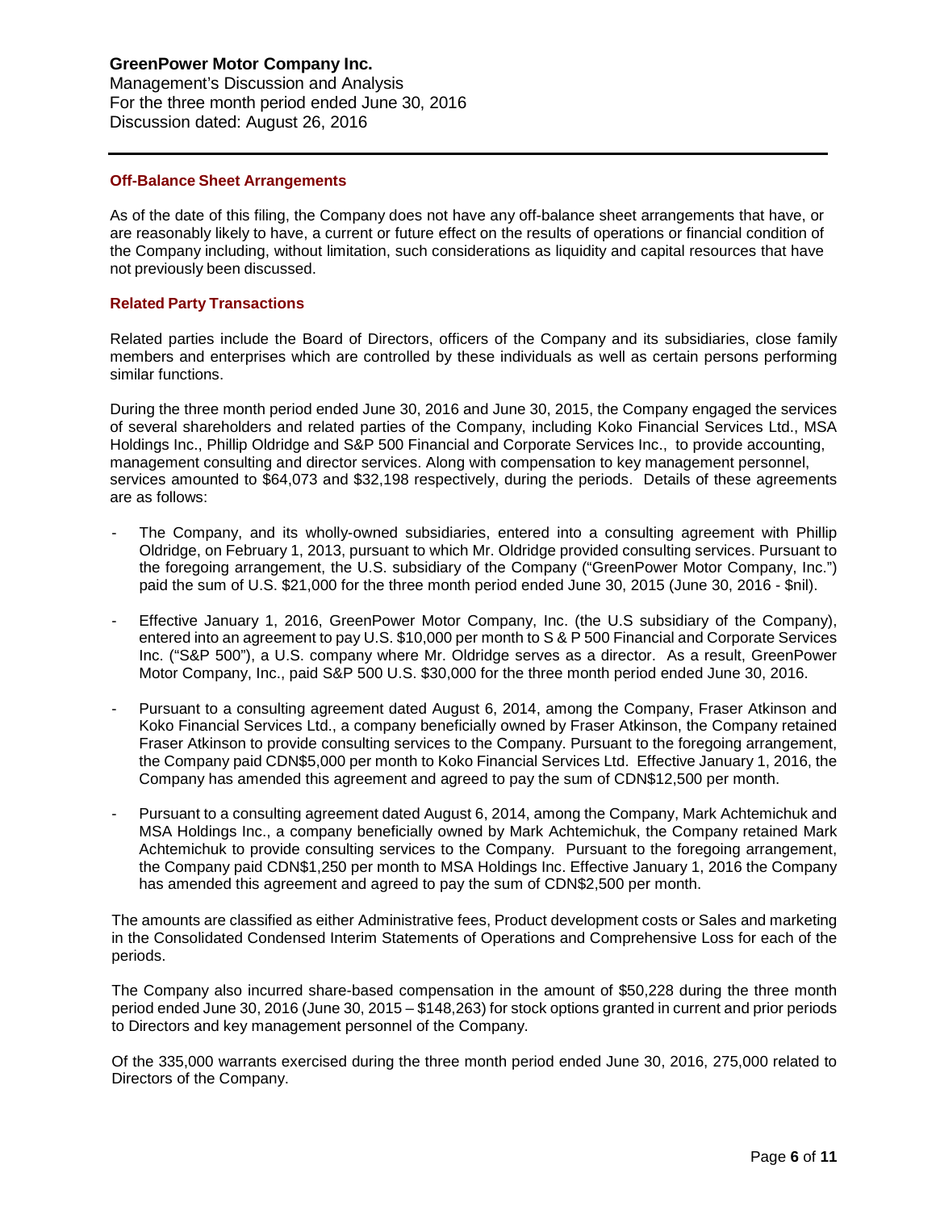## Off-Balance Sheet Arrangements

As of the date of this filing, the Company does not have any off-balance sheet arrangements that have, or are reasonably likely to have, a current or future effect on the results of operations or financial condition of the Company including, without limitation, such considerations as liquidity and capital resources that have not previously been discussed.

## Related Party Transactions

Related parties include the Board of Directors, officers of the Company and its subsidiaries, close family members and enterprises which are controlled by these individuals as well as certain persons performing similar functions.

During the three month period ended June 30, 2016 and June 30, 2015, the Company engaged the services of several shareholders and related parties of the Company, including Koko Financial Services Ltd., MSA Holdings Inc., Phillip Oldridge and S&P 500 Financial and Corporate Services Inc., to provide accounting, management consulting and director services. Along with compensation to key management personnel, services amounted to $64,073 and $32,198 respectively, during the periods. Details of these agreements are as follows:

- The Company, and its wholly-owned subsidiaries, entered into a consulting agreement with Phillip Oldridge, on February 1, 2013, pursuant to which Mr. Oldridge provided consulting services. Pursuant to the foregoing arrangement, the U.S. subsidiary of the Company ("GreenPower Motor Company, Inc.") paid the sum of U.S. $21,000 for the three month period ended June 30, 2015 (June 30, 2016 - $nil).
- Effective January 1, 2016, GreenPower Motor Company, Inc. (the U.S subsidiary of the Company), entered into an agreement to pay U.S. $10,000 per month to S & P 500 Financial and Corporate Services Inc. ("S&P 500"), a U.S. company where Mr. Oldridge serves as a director. As a result, GreenPower Motor Company, Inc., paid S&P 500 U.S. $30,000 for the three month period ended June 30, 2016.
- Pursuant to a consulting agreement dated August 6, 2014, among the Company, Fraser Atkinson and Koko Financial Services Ltd., a company beneficially owned by Fraser Atkinson, the Company retained Fraser Atkinson to provide consulting services to the Company. Pursuant to the foregoing arrangement, the Company paid CDN$5,000 per month to Koko Financial Services Ltd. Effective January 1, 2016, the Company has amended this agreement and agreed to pay the sum of CDN$12,500 per month.
- Pursuant to a consulting agreement dated August 6, 2014, among the Company, Mark Achtemichuk and MSA Holdings Inc., a company beneficially owned by Mark Achtemichuk, the Company retained Mark Achtemichuk to provide consulting services to the Company. Pursuant to the foregoing arrangement, the Company paid CDN$1,250 per month to MSA Holdings Inc. Effective January 1, 2016 the Company has amended this agreement and agreed to pay the sum of CDN$2,500 per month.

The amounts are classified as either Administrative fees, Product development costs or Sales and marketing in the Consolidated Condensed Interim Statements of Operations and Comprehensive Loss for each of the periods.

The Company also incurred share-based compensation in the amount of $50,228 during the three month period ended June 30, 2016 (June 30, 2015 – $148,263) for stock options granted in current and prior periods to Directors and key management personnel of the Company.

Of the 335,000 warrants exercised during the three month period ended June 30, 2016, 275,000 related to Directors of the Company.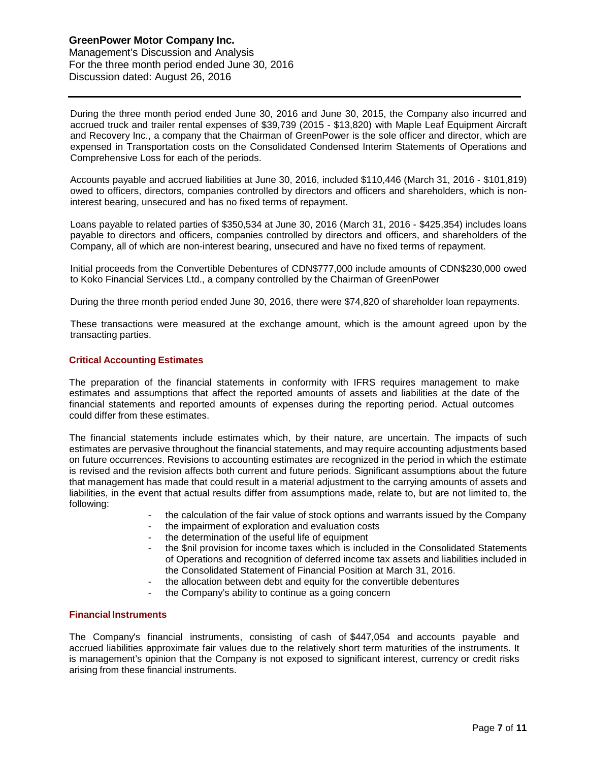During the three month period ended June 30, 2016 and June 30, 2015, the Company also incurred and accrued truck and trailer rental expenses of $39,739 (2015 - $13,820) with Maple Leaf Equipment Aircraft and Recovery Inc., a company that the Chairman of GreenPower is the sole officer and director, which are expensed in Transportation costs on the Consolidated Condensed Interim Statements of Operations and Comprehensive Loss for each of the periods.

Accounts payable and accrued liabilities at June 30, 2016, included $110,446 (March 31, 2016 - $101,819) owed to officers, directors, companies controlled by directors and officers and shareholders, which is non-interest bearing, unsecured and has no fixed terms of repayment.

Loans payable to related parties of $350,534 at June 30, 2016 (March 31, 2016 - $425,354) includes loans payable to directors and officers, companies controlled by directors and officers, and shareholders of the Company, all of which are non-interest bearing, unsecured and have no fixed terms of repayment.

Initial proceeds from the Convertible Debentures of CDN$777,000 include amounts of CDN$230,000 owed to Koko Financial Services Ltd., a company controlled by the Chairman of GreenPower

During the three month period ended June 30, 2016, there were $74,820 of shareholder loan repayments.

These transactions were measured at the exchange amount, which is the amount agreed upon by the transacting parties.

## Critical Accounting Estimates

The preparation of the financial statements in conformity with IFRS requires management to make estimates and assumptions that affect the reported amounts of assets and liabilities at the date of the financial statements and reported amounts of expenses during the reporting period. Actual outcomes could differ from these estimates.

The financial statements include estimates which, by their nature, are uncertain. The impacts of such estimates are pervasive throughout the financial statements, and may require accounting adjustments based on future occurrences. Revisions to accounting estimates are recognized in the period in which the estimate is revised and the revision affects both current and future periods. Significant assumptions about the future that management has made that could result in a material adjustment to the carrying amounts of assets and liabilities, in the event that actual results differ from assumptions made, relate to, but are not limited to, the following:

- the calculation of the fair value of stock options and warrants issued by the Company
- the impairment of exploration and evaluation costs
- the determination of the useful life of equipment
- the $nil provision for income taxes which is included in the Consolidated Statements of Operations and recognition of deferred income tax assets and liabilities included in the Consolidated Statement of Financial Position at March 31, 2016.
- the allocation between debt and equity for the convertible debentures
- the Company's ability to continue as a going concern

## Financial Instruments

The Company's financial instruments, consisting of cash of $447,054 and accounts payable and accrued liabilities approximate fair values due to the relatively short term maturities of the instruments. It is management's opinion that the Company is not exposed to significant interest, currency or credit risks arising from these financial instruments.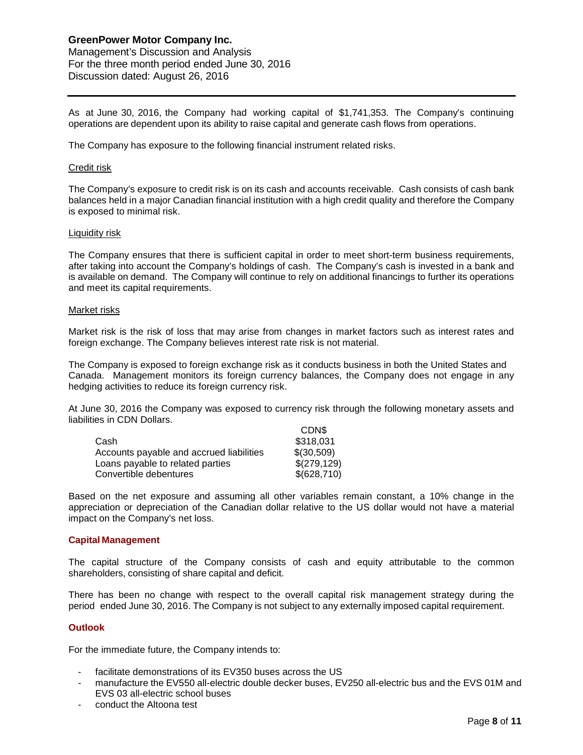As at June 30, 2016, the Company had working capital of $1,741,353. The Company's continuing operations are dependent upon its ability to raise capital and generate cash flows from operations.

The Company has exposure to the following financial instrument related risks.

Credit risk

The Company's exposure to credit risk is on its cash and accounts receivable. Cash consists of cash bank balances held in a major Canadian financial institution with a high credit quality and therefore the Company is exposed to minimal risk.

Liquidity risk

The Company ensures that there is sufficient capital in order to meet short-term business requirements, after taking into account the Company's holdings of cash. The Company's cash is invested in a bank and is available on demand. The Company will continue to rely on additional financings to further its operations and meet its capital requirements.

Market risks

Market risk is the risk of loss that may arise from changes in market factors such as interest rates and foreign exchange. The Company believes interest rate risk is not material.

The Company is exposed to foreign exchange risk as it conducts business in both the United States and Canada. Management monitors its foreign currency balances, the Company does not engage in any hedging activities to reduce its foreign currency risk.

At June 30, 2016 the Company was exposed to currency risk through the following monetary assets and liabilities in CDN Dollars.

| | CDN$ |
|---|---|
| Cash | $318,031 |
| Accounts payable and accrued liabilities | $(30,509) |
| Loans payable to related parties | $(279,129) |
| Convertible debentures | $(628,710) |

Based on the net exposure and assuming all other variables remain constant, a 10% change in the appreciation or depreciation of the Canadian dollar relative to the US dollar would not have a material impact on the Company's net loss.

## Capital Management

The capital structure of the Company consists of cash and equity attributable to the common shareholders, consisting of share capital and deficit.

There has been no change with respect to the overall capital risk management strategy during the period ended June 30, 2016. The Company is not subject to any externally imposed capital requirement.

## Outlook

For the immediate future, the Company intends to:

- facilitate demonstrations of its EV350 buses across the US
- manufacture the EV550 all-electric double decker buses, EV250 all-electric bus and the EVS 01M and EVS 03 all-electric school buses
- conduct the Altoona test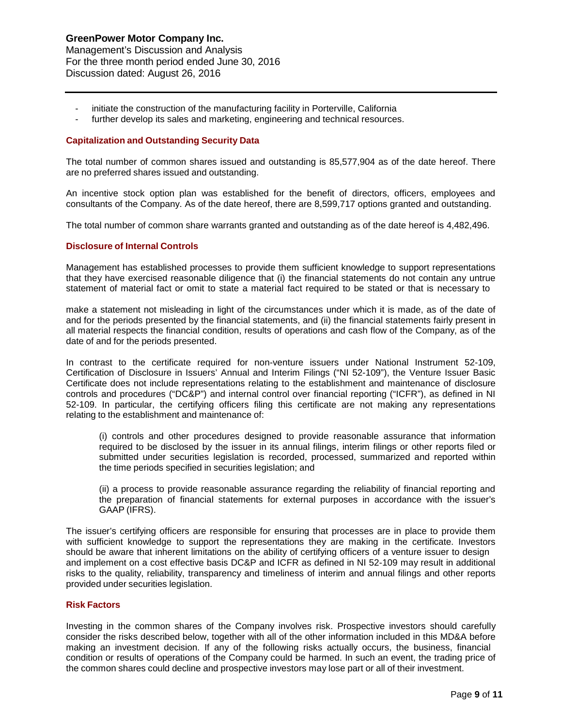- initiate the construction of the manufacturing facility in Porterville, California
- further develop its sales and marketing, engineering and technical resources.

## Capitalization and Outstanding Security Data

The total number of common shares issued and outstanding is 85,577,904 as of the date hereof. There are no preferred shares issued and outstanding.

An incentive stock option plan was established for the benefit of directors, officers, employees and consultants of the Company. As of the date hereof, there are 8,599,717 options granted and outstanding.

The total number of common share warrants granted and outstanding as of the date hereof is 4,482,496.

## Disclosure of Internal Controls

Management has established processes to provide them sufficient knowledge to support representations that they have exercised reasonable diligence that (i) the financial statements do not contain any untrue statement of material fact or omit to state a material fact required to be stated or that is necessary to make a statement not misleading in light of the circumstances under which it is made, as of the date of and for the periods presented by the financial statements, and (ii) the financial statements fairly present in all material respects the financial condition, results of operations and cash flow of the Company, as of the date of and for the periods presented.

In contrast to the certificate required for non-venture issuers under National Instrument 52-109, Certification of Disclosure in Issuers' Annual and Interim Filings ("NI 52-109"), the Venture Issuer Basic Certificate does not include representations relating to the establishment and maintenance of disclosure controls and procedures ("DC&P") and internal control over financial reporting ("ICFR"), as defined in NI 52-109. In particular, the certifying officers filing this certificate are not making any representations relating to the establishment and maintenance of:

> (i) controls and other procedures designed to provide reasonable assurance that information required to be disclosed by the issuer in its annual filings, interim filings or other reports filed or submitted under securities legislation is recorded, processed, summarized and reported within the time periods specified in securities legislation; and
>
> (ii) a process to provide reasonable assurance regarding the reliability of financial reporting and the preparation of financial statements for external purposes in accordance with the issuer's GAAP (IFRS).

The issuer's certifying officers are responsible for ensuring that processes are in place to provide them with sufficient knowledge to support the representations they are making in the certificate. Investors should be aware that inherent limitations on the ability of certifying officers of a venture issuer to design and implement on a cost effective basis DC&P and ICFR as defined in NI 52-109 may result in additional risks to the quality, reliability, transparency and timeliness of interim and annual filings and other reports provided under securities legislation.

## Risk Factors

Investing in the common shares of the Company involves risk. Prospective investors should carefully consider the risks described below, together with all of the other information included in this MD&A before making an investment decision. If any of the following risks actually occurs, the business, financial condition or results of operations of the Company could be harmed. In such an event, the trading price of the common shares could decline and prospective investors may lose part or all of their investment.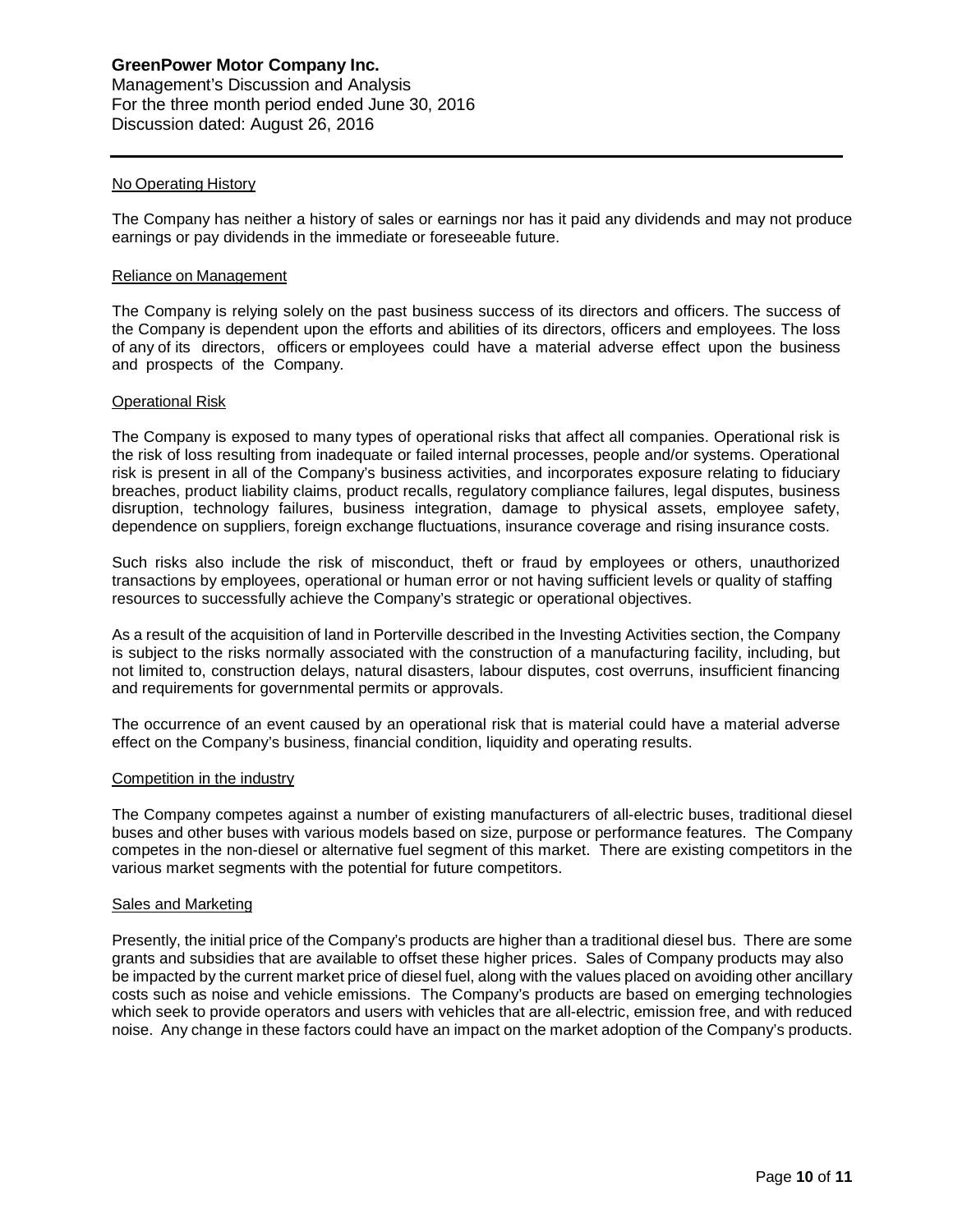### No Operating History

The Company has neither a history of sales or earnings nor has it paid any dividends and may not produce earnings or pay dividends in the immediate or foreseeable future.

### Reliance on Management

The Company is relying solely on the past business success of its directors and officers. The success of the Company is dependent upon the efforts and abilities of its directors, officers and employees. The loss of any of its directors, officers or employees could have a material adverse effect upon the business and prospects of the Company.

### Operational Risk

The Company is exposed to many types of operational risks that affect all companies. Operational risk is the risk of loss resulting from inadequate or failed internal processes, people and/or systems. Operational risk is present in all of the Company's business activities, and incorporates exposure relating to fiduciary breaches, product liability claims, product recalls, regulatory compliance failures, legal disputes, business disruption, technology failures, business integration, damage to physical assets, employee safety, dependence on suppliers, foreign exchange fluctuations, insurance coverage and rising insurance costs.

Such risks also include the risk of misconduct, theft or fraud by employees or others, unauthorized transactions by employees, operational or human error or not having sufficient levels or quality of staffing resources to successfully achieve the Company's strategic or operational objectives.

As a result of the acquisition of land in Porterville described in the Investing Activities section, the Company is subject to the risks normally associated with the construction of a manufacturing facility, including, but not limited to, construction delays, natural disasters, labour disputes, cost overruns, insufficient financing and requirements for governmental permits or approvals.

The occurrence of an event caused by an operational risk that is material could have a material adverse effect on the Company's business, financial condition, liquidity and operating results.

### Competition in the industry

The Company competes against a number of existing manufacturers of all-electric buses, traditional diesel buses and other buses with various models based on size, purpose or performance features. The Company competes in the non-diesel or alternative fuel segment of this market. There are existing competitors in the various market segments with the potential for future competitors.

### Sales and Marketing

Presently, the initial price of the Company's products are higher than a traditional diesel bus. There are some grants and subsidies that are available to offset these higher prices. Sales of Company products may also be impacted by the current market price of diesel fuel, along with the values placed on avoiding other ancillary costs such as noise and vehicle emissions. The Company's products are based on emerging technologies which seek to provide operators and users with vehicles that are all-electric, emission free, and with reduced noise. Any change in these factors could have an impact on the market adoption of the Company's products.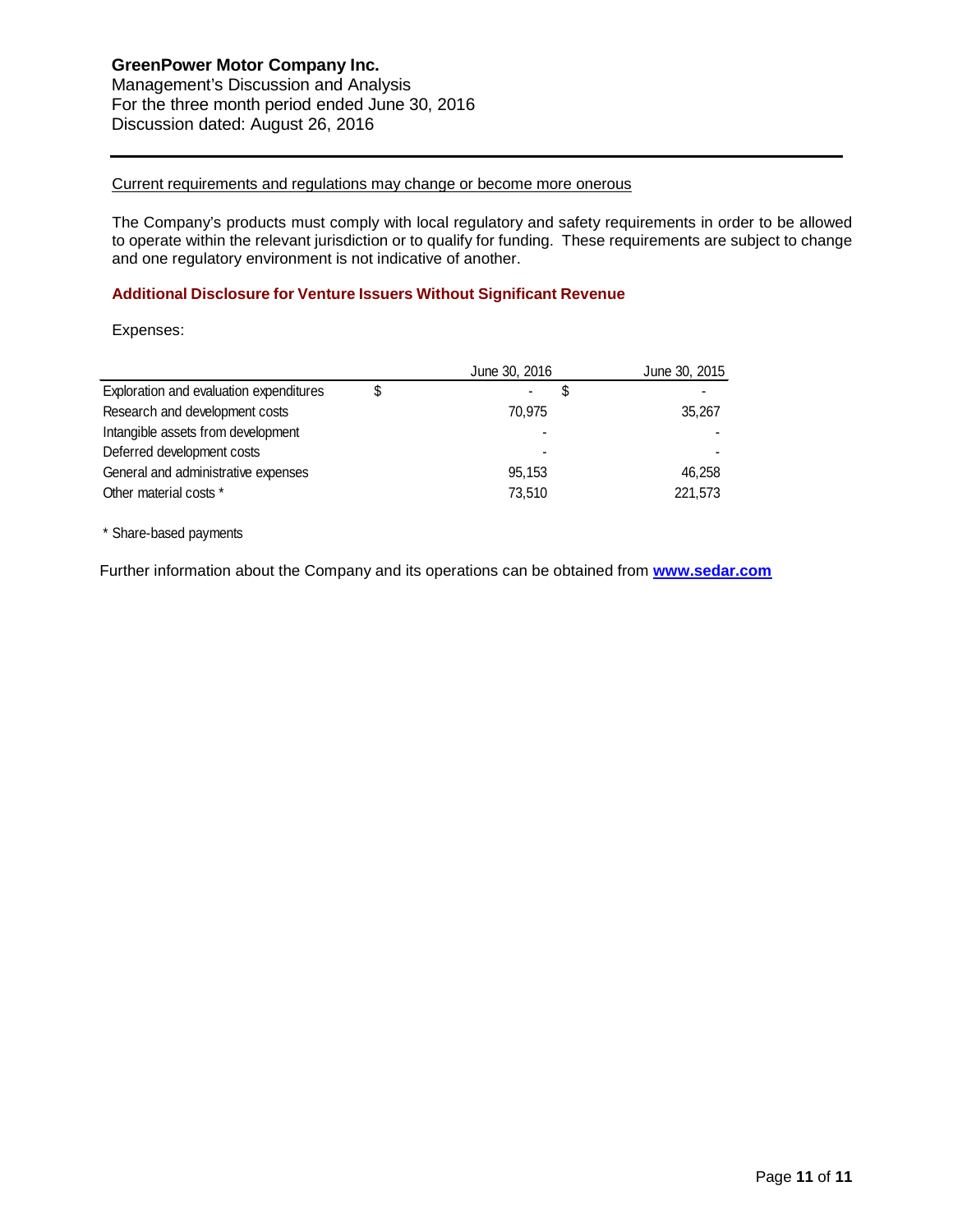Current requirements and regulations may change or become more onerous

The Company's products must comply with local regulatory and safety requirements in order to be allowed to operate within the relevant jurisdiction or to qualify for funding. These requirements are subject to change and one regulatory environment is not indicative of another.

## Additional Disclosure for Venture Issuers Without Significant Revenue

Expenses:

| | June 30, 2016 | June 30, 2015 |
|---|---|---|
| Exploration and evaluation expenditures | $ - | $ - |
| Research and development costs | 70,975 | 35,267 |
| Intangible assets from development | - | - |
| Deferred development costs | - | - |
| General and administrative expenses | 95,153 | 46,258 |
| Other material costs * | 73,510 | 221,573 |

\* Share-based payments

Further information about the Company and its operations can be obtained from **www.sedar.com**